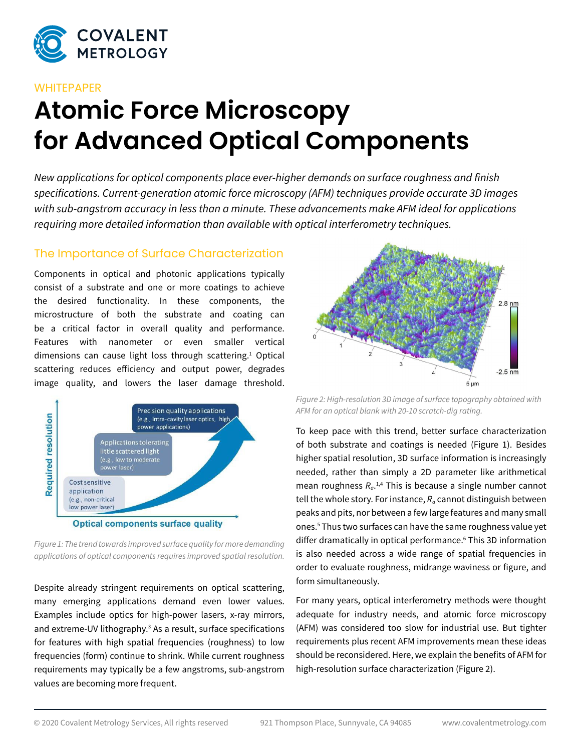WHITEPAPER

# Atomic Force Microscopy for Advanced Optical Components

*New applications for optical components place ever-higher demands on surface roughness and finish specifications. Current-generation atomic force microscopy (AFM) techniques provide accurate 3D images with sub-angstrom accuracy in less than a minute. These advancements make AFM ideal for applications requiring more detailed information than available with optical interferometry techniques.*

## The Importance of Surface Characterization

Components in optical and photonic applications typically consist of a substrate and one or more coatings to achieve the desired functionality. In these components, the microstructure of both the substrate and coating can be a critical factor in overall quality and performance. Features with nanometer or even smaller vertical dimensions can cause light loss through scattering.[1] Optical scattering reduces efficiency and output power, degrades image quality, and lowers the laser damage threshold.

*Figure 1: The trend towards improved surface quality for more demanding applications of optical components requires improved spatial resolution.*

Despite already stringent requirements on optical scattering, many emerging applications demand even lower values. Examples include optics for high-power lasers, x-ray mirrors, and extreme-UV lithography.[3] As a result, surface specifications for features with high spatial frequencies (roughness) to low frequencies (form) continue to shrink. While current roughness requirements may typically be a few angstroms, sub-angstrom values are becoming more frequent.

*Figure 2: High-resolution 3D image of surface topography obtained with AFM for an optical blank with 20-10 scratch-dig rating.*

To keep pace with this trend, better surface characterization of both substrate and coatings is needed (Figure 1). Besides higher spatial resolution, 3D surface information is increasingly needed, rather than simply a 2D parameter like arithmetical mean roughness $R_a$.[1,4] This is because a single number cannot tell the whole story. For instance, $R_a$ cannot distinguish between peaks and pits, nor between a few large features and many small ones.[5] Thus two surfaces can have the same roughness value yet differ dramatically in optical performance.[6] This 3D information is also needed across a wide range of spatial frequencies in order to evaluate roughness, midrange waviness or figure, and form simultaneously.

For many years, optical interferometry methods were thought adequate for industry needs, and atomic force microscopy (AFM) was considered too slow for industrial use. But tighter requirements plus recent AFM improvements mean these ideas should be reconsidered. Here, we explain the benefits of AFM for high-resolution surface characterization (Figure 2).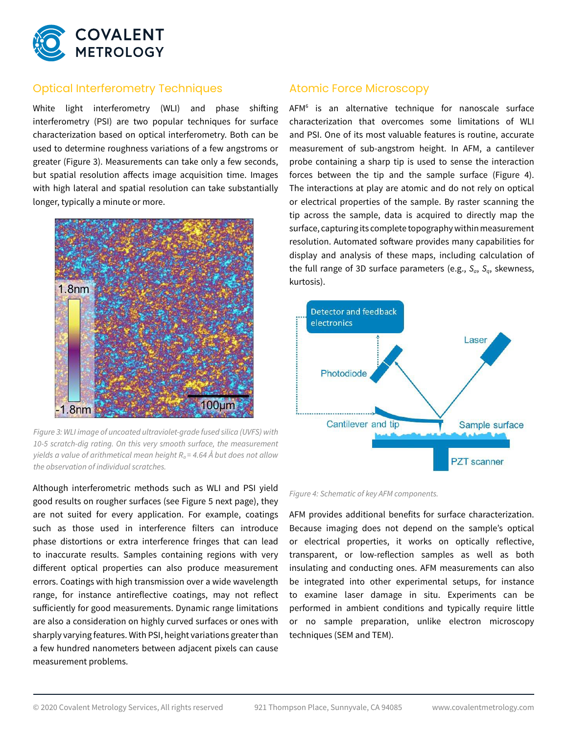## Optical Interferometry Techniques

White light interferometry (WLI) and phase shifting interferometry (PSI) are two popular techniques for surface characterization based on optical interferometry. Both can be used to determine roughness variations of a few angstroms or greater (Figure 3). Measurements can take only a few seconds, but spatial resolution affects image acquisition time. Images with high lateral and spatial resolution can take substantially longer, typically a minute or more.

*Figure 3: WLI image of uncoated ultraviolet-grade fused silica (UVFS) with 10-5 scratch-dig rating. On this very smooth surface, the measurement yields a value of arithmetical mean height $R_a$ = 4.64 Å but does not allow the observation of individual scratches.*

Although interferometric methods such as WLI and PSI yield good results on rougher surfaces (see Figure 5 next page), they are not suited for every application. For example, coatings such as those used in interference filters can introduce phase distortions or extra interference fringes that can lead to inaccurate results. Samples containing regions with very different optical properties can also produce measurement errors. Coatings with high transmission over a wide wavelength range, for instance antireflective coatings, may not reflect sufficiently for good measurements. Dynamic range limitations are also a consideration on highly curved surfaces or ones with sharply varying features. With PSI, height variations greater than a few hundred nanometers between adjacent pixels can cause measurement problems.

## Atomic Force Microscopy

AFM[6] is an alternative technique for nanoscale surface characterization that overcomes some limitations of WLI and PSI. One of its most valuable features is routine, accurate measurement of sub-angstrom height. In AFM, a cantilever probe containing a sharp tip is used to sense the interaction forces between the tip and the sample surface (Figure 4). The interactions at play are atomic and do not rely on optical or electrical properties of the sample. By raster scanning the tip across the sample, data is acquired to directly map the surface, capturing its complete topography within measurement resolution. Automated software provides many capabilities for display and analysis of these maps, including calculation of the full range of 3D surface parameters (e.g., $S_a$, $S_q$, skewness, kurtosis).

*Figure 4: Schematic of key AFM components.*

AFM provides additional benefits for surface characterization. Because imaging does not depend on the sample's optical or electrical properties, it works on optically reflective, transparent, or low-reflection samples as well as both insulating and conducting ones. AFM measurements can also be integrated into other experimental setups, for instance to examine laser damage in situ. Experiments can be performed in ambient conditions and typically require little or no sample preparation, unlike electron microscopy techniques (SEM and TEM).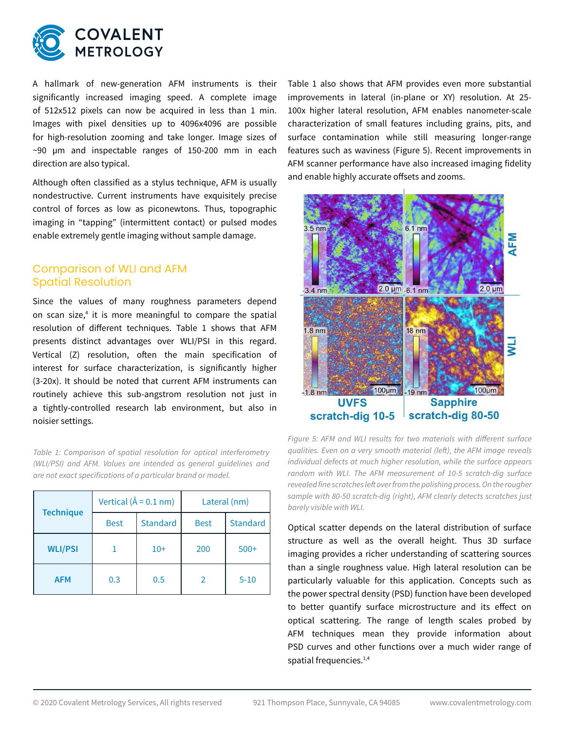A hallmark of new-generation AFM instruments is their significantly increased imaging speed. A complete image of 512x512 pixels can now be acquired in less than 1 min. Images with pixel densities up to 4096x4096 are possible for high-resolution zooming and take longer. Image sizes of ~90 µm and inspectable ranges of 150-200 mm in each direction are also typical.

Although often classified as a stylus technique, AFM is usually nondestructive. Current instruments have exquisitely precise control of forces as low as piconewtons. Thus, topographic imaging in “tapping” (intermittent contact) or pulsed modes enable extremely gentle imaging without sample damage.

## Comparison of WLI and AFM Spatial Resolution

Since the values of many roughness parameters depend on scan size,[4] it is more meaningful to compare the spatial resolution of different techniques. Table 1 shows that AFM presents distinct advantages over WLI/PSI in this regard. Vertical (Z) resolution, often the main specification of interest for surface characterization, is significantly higher (3-20x). It should be noted that current AFM instruments can routinely achieve this sub-angstrom resolution not just in a tightly-controlled research lab environment, but also in noisier settings.

*Table 1: Comparison of spatial resolution for optical interferometry (WLI/PSI) and AFM. Values are intended as general guidelines and are not exact specifications of a particular brand or model.*

| Technique | Vertical (Å = 0.1 nm) | | Lateral (nm) | |
|---|---|---|---|---|
| | Best | Standard | Best | Standard |
| **WLI/PSI** | 1 | 10+ | 200 | 500+ |
| **AFM** | 0.3 | 0.5 | 2 | 5-10 |

Table 1 also shows that AFM provides even more substantial improvements in lateral (in-plane or XY) resolution. At 25-100x higher lateral resolution, AFM enables nanometer-scale characterization of small features including grains, pits, and surface contamination while still measuring longer-range features such as waviness (Figure 5). Recent improvements in AFM scanner performance have also increased imaging fidelity and enable highly accurate offsets and zooms.

*Figure 5: AFM and WLI results for two materials with different surface qualities. Even on a very smooth material (left), the AFM image reveals individual defects at much higher resolution, while the surface appears random with WLI. The AFM measurement of 10-5 scratch-dig surface revealed fine scratches left over from the polishing process. On the rougher sample with 80-50 scratch-dig (right), AFM clearly detects scratches just barely visible with WLI.*

Optical scatter depends on the lateral distribution of surface structure as well as the overall height. Thus 3D surface imaging provides a richer understanding of scattering sources than a single roughness value. High lateral resolution can be particularly valuable for this application. Concepts such as the power spectral density (PSD) function have been developed to better quantify surface microstructure and its effect on optical scattering. The range of length scales probed by AFM techniques mean they provide information about PSD curves and other functions over a much wider range of spatial frequencies.[1,4]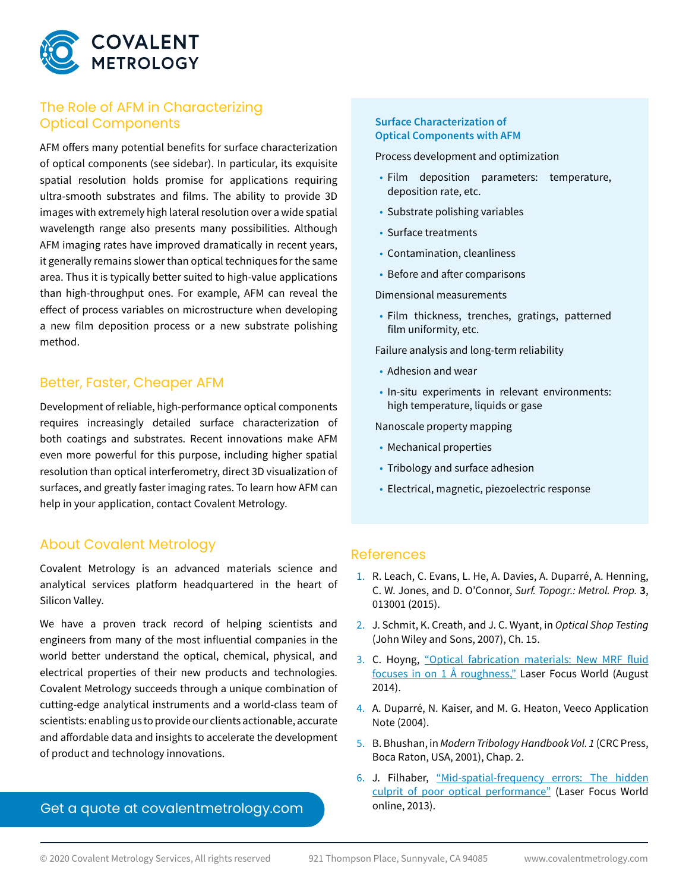COVALENT METROLOGY

## The Role of AFM in Characterizing Optical Components

AFM offers many potential benefits for surface characterization of optical components (see sidebar). In particular, its exquisite spatial resolution holds promise for applications requiring ultra-smooth substrates and films. The ability to provide 3D images with extremely high lateral resolution over a wide spatial wavelength range also presents many possibilities. Although AFM imaging rates have improved dramatically in recent years, it generally remains slower than optical techniques for the same area. Thus it is typically better suited to high-value applications than high-throughput ones. For example, AFM can reveal the effect of process variables on microstructure when developing a new film deposition process or a new substrate polishing method.

## Better, Faster, Cheaper AFM

Development of reliable, high-performance optical components requires increasingly detailed surface characterization of both coatings and substrates. Recent innovations make AFM even more powerful for this purpose, including higher spatial resolution than optical interferometry, direct 3D visualization of surfaces, and greatly faster imaging rates. To learn how AFM can help in your application, contact Covalent Metrology.

## About Covalent Metrology

Covalent Metrology is an advanced materials science and analytical services platform headquartered in the heart of Silicon Valley.

We have a proven track record of helping scientists and engineers from many of the most influential companies in the world better understand the optical, chemical, physical, and electrical properties of their new products and technologies. Covalent Metrology succeeds through a unique combination of cutting-edge analytical instruments and a world-class team of scientists: enabling us to provide our clients actionable, accurate and affordable data and insights to accelerate the development of product and technology innovations.

Get a quote at covalentmetrology.com

### Surface Characterization of Optical Components with AFM

Process development and optimization

- Film deposition parameters: temperature, deposition rate, etc.
- Substrate polishing variables
- Surface treatments
- Contamination, cleanliness
- Before and after comparisons

Dimensional measurements

- Film thickness, trenches, gratings, patterned film uniformity, etc.

Failure analysis and long-term reliability

- Adhesion and wear
- In-situ experiments in relevant environments: high temperature, liquids or gase

Nanoscale property mapping

- Mechanical properties
- Tribology and surface adhesion
- Electrical, magnetic, piezoelectric response

## References

1. R. Leach, C. Evans, L. He, A. Davies, A. Duparré, A. Henning, C. W. Jones, and D. O'Connor, *Surf. Topogr.: Metrol. Prop.* **3**, 013001 (2015).
2. J. Schmit, K. Creath, and J. C. Wyant, in *Optical Shop Testing* (John Wiley and Sons, 2007), Ch. 15.
3. C. Hoyng, "Optical fabrication materials: New MRF fluid focuses in on 1 Å roughness," Laser Focus World (August 2014).
4. A. Duparré, N. Kaiser, and M. G. Heaton, Veeco Application Note (2004).
5. B. Bhushan, in *Modern Tribology Handbook Vol. 1* (CRC Press, Boca Raton, USA, 2001), Chap. 2.
6. J. Filhaber, "Mid-spatial-frequency errors: The hidden culprit of poor optical performance" (Laser Focus World online, 2013).

© 2020 Covalent Metrology Services, All rights reserved    921 Thompson Place, Sunnyvale, CA 94085    www.covalentmetrology.com